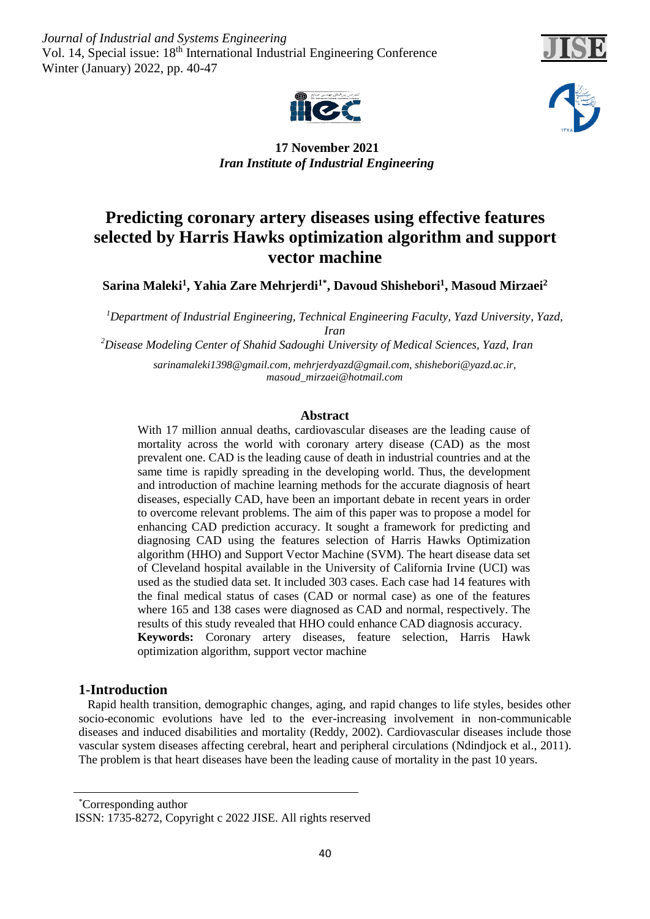17 November 2021
*Iran Institute of Industrial Engineering*

# Predicting coronary artery diseases using effective features selected by Harris Hawks optimization algorithm and support vector machine

**Sarina Maleki[1], Yahia Zare Mehrjerdi[1*], Davoud Shishebori[1], Masoud Mirzaei[2]**

[1]*Department of Industrial Engineering, Technical Engineering Faculty, Yazd University, Yazd, Iran*

[2]*Disease Modeling Center of Shahid Sadoughi University of Medical Sciences, Yazd, Iran*

*sarinamaleki1398@gmail.com, mehrjerdyazd@gmail.com, shishebori@yazd.ac.ir, masoud_mirzaei@hotmail.com*

## Abstract

With 17 million annual deaths, cardiovascular diseases are the leading cause of mortality across the world with coronary artery disease (CAD) as the most prevalent one. CAD is the leading cause of death in industrial countries and at the same time is rapidly spreading in the developing world. Thus, the development and introduction of machine learning methods for the accurate diagnosis of heart diseases, especially CAD, have been an important debate in recent years in order to overcome relevant problems. The aim of this paper was to propose a model for enhancing CAD prediction accuracy. It sought a framework for predicting and diagnosing CAD using the features selection of Harris Hawks Optimization algorithm (HHO) and Support Vector Machine (SVM). The heart disease data set of Cleveland hospital available in the University of California Irvine (UCI) was used as the studied data set. It included 303 cases. Each case had 14 features with the final medical status of cases (CAD or normal case) as one of the features where 165 and 138 cases were diagnosed as CAD and normal, respectively. The results of this study revealed that HHO could enhance CAD diagnosis accuracy.

**Keywords:** Coronary artery diseases, feature selection, Harris Hawk optimization algorithm, support vector machine

## 1-Introduction

Rapid health transition, demographic changes, aging, and rapid changes to life styles, besides other socio-economic evolutions have led to the ever-increasing involvement in non-communicable diseases and induced disabilities and mortality (Reddy, 2002). Cardiovascular diseases include those vascular system diseases affecting cerebral, heart and peripheral circulations (Ndindjock et al., 2011). The problem is that heart diseases have been the leading cause of mortality in the past 10 years.

---

[*]Corresponding author

ISSN: 1735-8272, Copyright c 2022 JISE. All rights reserved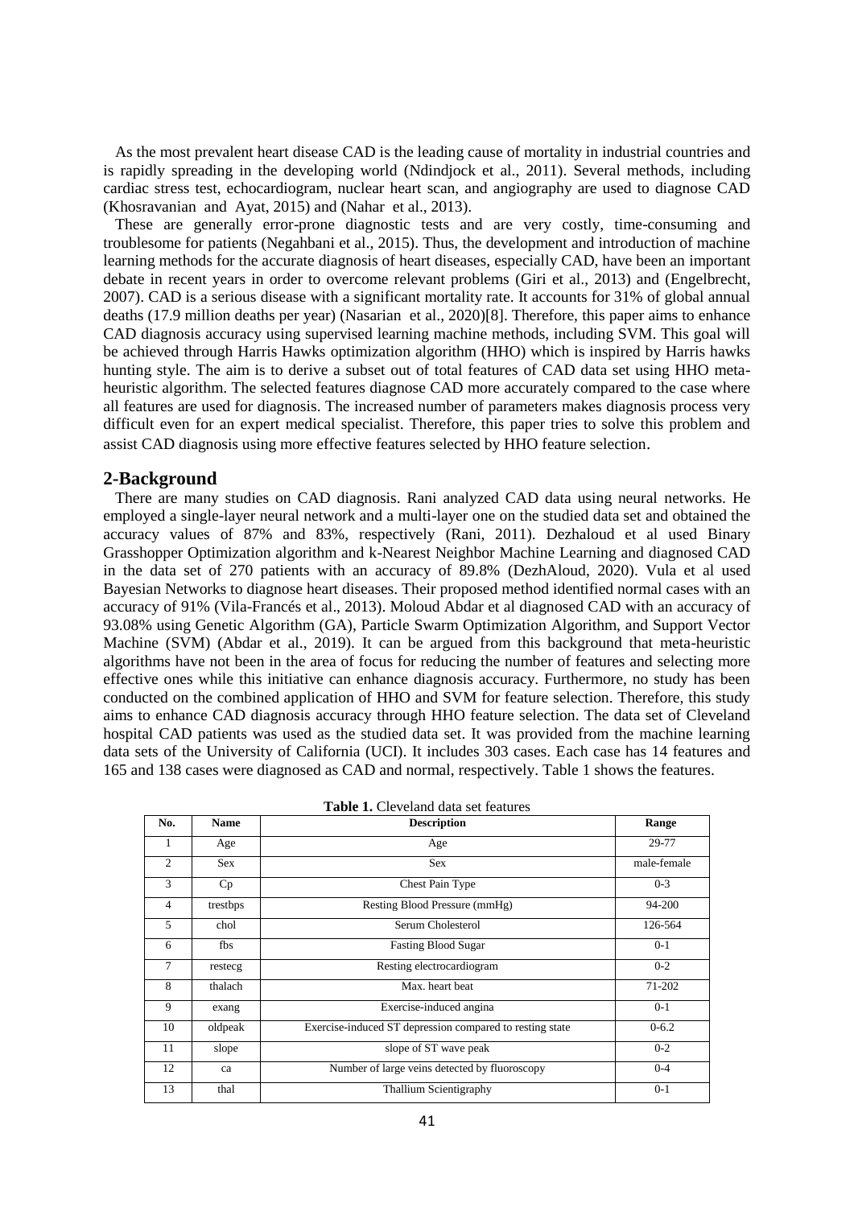As the most prevalent heart disease CAD is the leading cause of mortality in industrial countries and is rapidly spreading in the developing world (Ndindjock et al., 2011). Several methods, including cardiac stress test, echocardiogram, nuclear heart scan, and angiography are used to diagnose CAD (Khosravanian and Ayat, 2015) and (Nahar et al., 2013).

These are generally error-prone diagnostic tests and are very costly, time-consuming and troublesome for patients (Negahbani et al., 2015). Thus, the development and introduction of machine learning methods for the accurate diagnosis of heart diseases, especially CAD, have been an important debate in recent years in order to overcome relevant problems (Giri et al., 2013) and (Engelbrecht, 2007). CAD is a serious disease with a significant mortality rate. It accounts for 31% of global annual deaths (17.9 million deaths per year) (Nasarian et al., 2020)[8]. Therefore, this paper aims to enhance CAD diagnosis accuracy using supervised learning machine methods, including SVM. This goal will be achieved through Harris Hawks optimization algorithm (HHO) which is inspired by Harris hawks hunting style. The aim is to derive a subset out of total features of CAD data set using HHO meta-heuristic algorithm. The selected features diagnose CAD more accurately compared to the case where all features are used for diagnosis. The increased number of parameters makes diagnosis process very difficult even for an expert medical specialist. Therefore, this paper tries to solve this problem and assist CAD diagnosis using more effective features selected by HHO feature selection.

## 2-Background

There are many studies on CAD diagnosis. Rani analyzed CAD data using neural networks. He employed a single-layer neural network and a multi-layer one on the studied data set and obtained the accuracy values of 87% and 83%, respectively (Rani, 2011). Dezhaloud et al used Binary Grasshopper Optimization algorithm and k-Nearest Neighbor Machine Learning and diagnosed CAD in the data set of 270 patients with an accuracy of 89.8% (DezhAloud, 2020). Vula et al used Bayesian Networks to diagnose heart diseases. Their proposed method identified normal cases with an accuracy of 91% (Vila-Francés et al., 2013). Moloud Abdar et al diagnosed CAD with an accuracy of 93.08% using Genetic Algorithm (GA), Particle Swarm Optimization Algorithm, and Support Vector Machine (SVM) (Abdar et al., 2019). It can be argued from this background that meta-heuristic algorithms have not been in the area of focus for reducing the number of features and selecting more effective ones while this initiative can enhance diagnosis accuracy. Furthermore, no study has been conducted on the combined application of HHO and SVM for feature selection. Therefore, this study aims to enhance CAD diagnosis accuracy through HHO feature selection. The data set of Cleveland hospital CAD patients was used as the studied data set. It was provided from the machine learning data sets of the University of California (UCI). It includes 303 cases. Each case has 14 features and 165 and 138 cases were diagnosed as CAD and normal, respectively. Table 1 shows the features.

**Table 1.** Cleveland data set features

| No. | Name | Description | Range |
|---|---|---|---|
| 1 | Age | Age | 29-77 |
| 2 | Sex | Sex | male-female |
| 3 | Cp | Chest Pain Type | 0-3 |
| 4 | trestbps | Resting Blood Pressure (mmHg) | 94-200 |
| 5 | chol | Serum Cholesterol | 126-564 |
| 6 | fbs | Fasting Blood Sugar | 0-1 |
| 7 | restecg | Resting electrocardiogram | 0-2 |
| 8 | thalach | Max. heart beat | 71-202 |
| 9 | exang | Exercise-induced angina | 0-1 |
| 10 | oldpeak | Exercise-induced ST depression compared to resting state | 0-6.2 |
| 11 | slope | slope of ST wave peak | 0-2 |
| 12 | ca | Number of large veins detected by fluoroscopy | 0-4 |
| 13 | thal | Thallium Scientigraphy | 0-1 |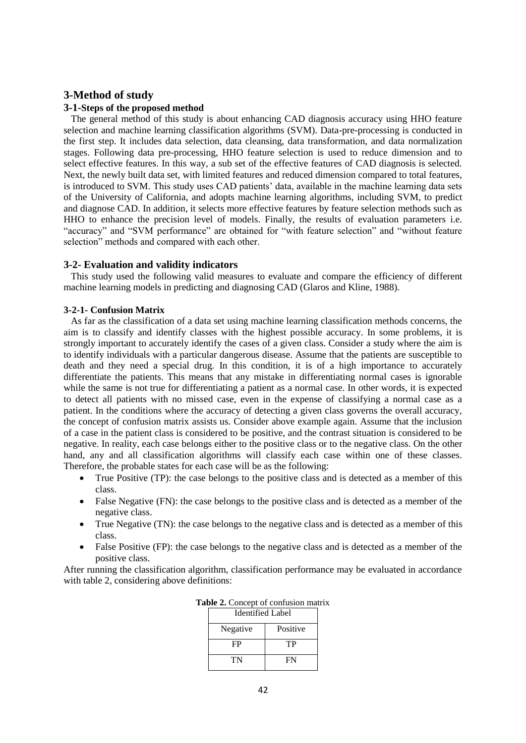## 3-Method of study

### 3-1-Steps of the proposed method

The general method of this study is about enhancing CAD diagnosis accuracy using HHO feature selection and machine learning classification algorithms (SVM). Data-pre-processing is conducted in the first step. It includes data selection, data cleansing, data transformation, and data normalization stages. Following data pre-processing, HHO feature selection is used to reduce dimension and to select effective features. In this way, a sub set of the effective features of CAD diagnosis is selected. Next, the newly built data set, with limited features and reduced dimension compared to total features, is introduced to SVM. This study uses CAD patients' data, available in the machine learning data sets of the University of California, and adopts machine learning algorithms, including SVM, to predict and diagnose CAD. In addition, it selects more effective features by feature selection methods such as HHO to enhance the precision level of models. Finally, the results of evaluation parameters i.e. "accuracy" and "SVM performance" are obtained for "with feature selection" and "without feature selection" methods and compared with each other.

### 3-2- Evaluation and validity indicators

This study used the following valid measures to evaluate and compare the efficiency of different machine learning models in predicting and diagnosing CAD (Glaros and Kline, 1988).

#### 3-2-1- Confusion Matrix

As far as the classification of a data set using machine learning classification methods concerns, the aim is to classify and identify classes with the highest possible accuracy. In some problems, it is strongly important to accurately identify the cases of a given class. Consider a study where the aim is to identify individuals with a particular dangerous disease. Assume that the patients are susceptible to death and they need a special drug. In this condition, it is of a high importance to accurately differentiate the patients. This means that any mistake in differentiating normal cases is ignorable while the same is not true for differentiating a patient as a normal case. In other words, it is expected to detect all patients with no missed case, even in the expense of classifying a normal case as a patient. In the conditions where the accuracy of detecting a given class governs the overall accuracy, the concept of confusion matrix assists us. Consider above example again. Assume that the inclusion of a case in the patient class is considered to be positive, and the contrast situation is considered to be negative. In reality, each case belongs either to the positive class or to the negative class. On the other hand, any and all classification algorithms will classify each case within one of these classes. Therefore, the probable states for each case will be as the following:

- True Positive (TP): the case belongs to the positive class and is detected as a member of this class.
- False Negative (FN): the case belongs to the positive class and is detected as a member of the negative class.
- True Negative (TN): the case belongs to the negative class and is detected as a member of this class.
- False Positive (FP): the case belongs to the negative class and is detected as a member of the positive class.

After running the classification algorithm, classification performance may be evaluated in accordance with table 2, considering above definitions:

**Table 2.** Concept of confusion matrix

| Identified Label | |
|---|---|
| Negative | Positive |
| FP | TP |
| TN | FN |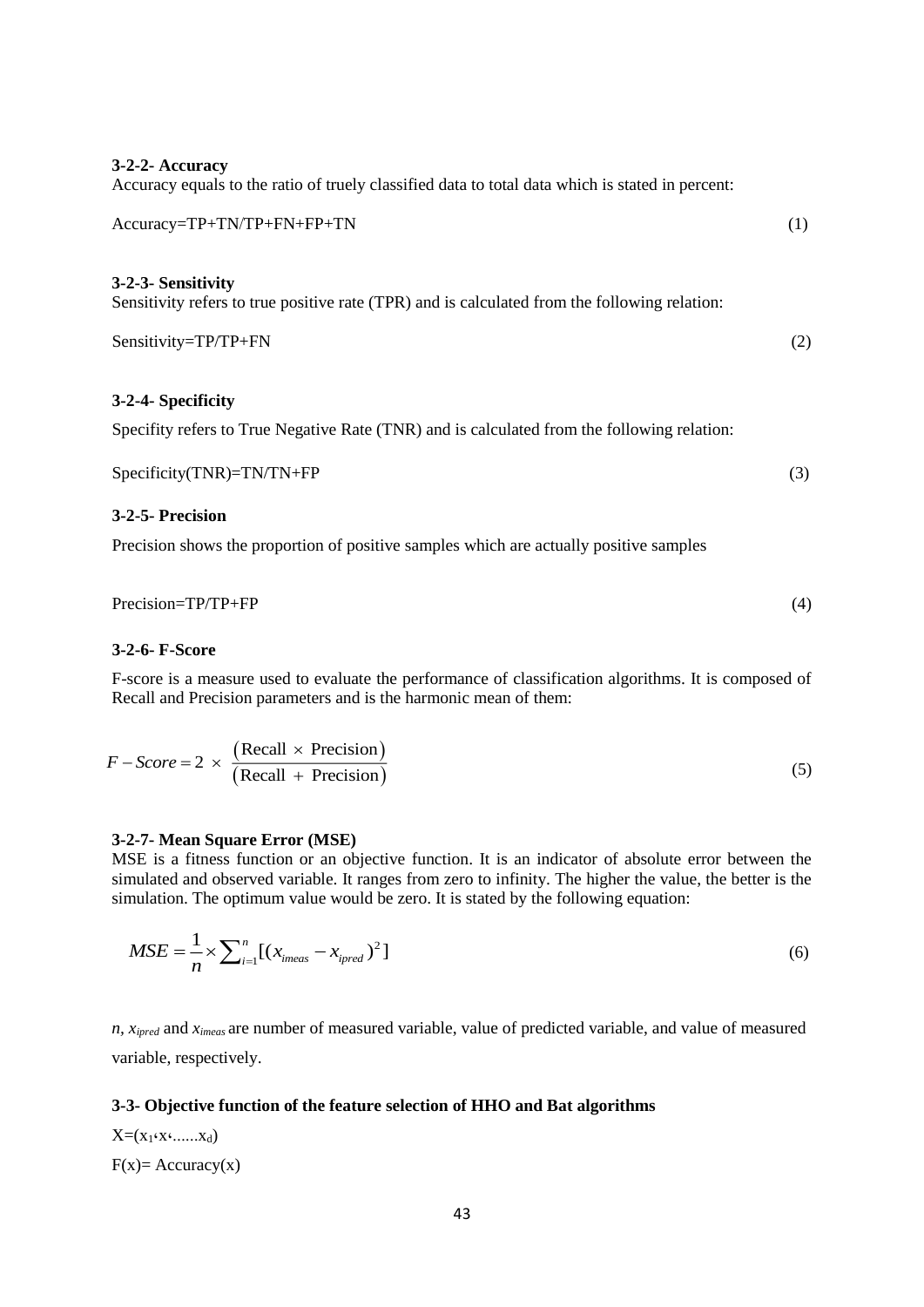### 3-2-2- Accuracy

Accuracy equals to the ratio of truely classified data to total data which is stated in percent:

$$Accuracy=TP+TN/TP+FN+FP+TN \tag{1}$$

### 3-2-3- Sensitivity

Sensitivity refers to true positive rate (TPR) and is calculated from the following relation:

$$Sensitivity=TP/TP+FN \tag{2}$$

### 3-2-4- Specificity

Specifity refers to True Negative Rate (TNR) and is calculated from the following relation:

$$Specificity(TNR)=TN/TN+FP \tag{3}$$

### 3-2-5- Precision

Precision shows the proportion of positive samples which are actually positive samples

$$Precision=TP/TP+FP \tag{4}$$

### 3-2-6- F-Score

F-score is a measure used to evaluate the performance of classification algorithms. It is composed of Recall and Precision parameters and is the harmonic mean of them:

$$F-Score = 2 \times \frac{(\text{Recall} \times \text{Precision})}{(\text{Recall} + \text{Precision})} \tag{5}$$

### 3-2-7- Mean Square Error (MSE)

MSE is a fitness function or an objective function. It is an indicator of absolute error between the simulated and observed variable. It ranges from zero to infinity. The higher the value, the better is the simulation. The optimum value would be zero. It is stated by the following equation:

$$MSE = \frac{1}{n} \times \sum_{i=1}^{n} [(x_{imeas} - x_{ipred})^2] \tag{6}$$

$n$, $x_{ipred}$ and $x_{imeas}$ are number of measured variable, value of predicted variable, and value of measured variable, respectively.

### 3-3- Objective function of the feature selection of HHO and Bat algorithms

$X=(x_1،x،......x_d)$

$F(x)=$ Accuracy(x)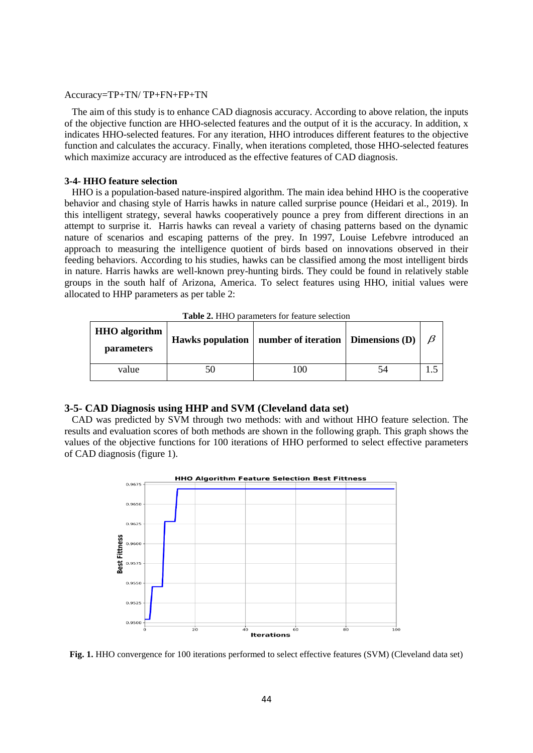Accuracy=TP+TN/ TP+FN+FP+TN

The aim of this study is to enhance CAD diagnosis accuracy. According to above relation, the inputs of the objective function are HHO-selected features and the output of it is the accuracy. In addition, x indicates HHO-selected features. For any iteration, HHO introduces different features to the objective function and calculates the accuracy. Finally, when iterations completed, those HHO-selected features which maximize accuracy are introduced as the effective features of CAD diagnosis.

### 3-4- HHO feature selection

HHO is a population-based nature-inspired algorithm. The main idea behind HHO is the cooperative behavior and chasing style of Harris hawks in nature called surprise pounce (Heidari et al., 2019). In this intelligent strategy, several hawks cooperatively pounce a prey from different directions in an attempt to surprise it. Harris hawks can reveal a variety of chasing patterns based on the dynamic nature of scenarios and escaping patterns of the prey. In 1997, Louise Lefebvre introduced an approach to measuring the intelligence quotient of birds based on innovations observed in their feeding behaviors. According to his studies, hawks can be classified among the most intelligent birds in nature. Harris hawks are well-known prey-hunting birds. They could be found in relatively stable groups in the south half of Arizona, America. To select features using HHO, initial values were allocated to HHP parameters as per table 2:

**Table 2.** HHO parameters for feature selection

| HHO algorithm parameters | Hawks population | number of iteration | Dimensions (D) | $\beta$ |
|---|---|---|---|---|
| value | 50 | 100 | 54 | 1.5 |

### 3-5- CAD Diagnosis using HHP and SVM (Cleveland data set)

CAD was predicted by SVM through two methods: with and without HHO feature selection. The results and evaluation scores of both methods are shown in the following graph. This graph shows the values of the objective functions for 100 iterations of HHO performed to select effective parameters of CAD diagnosis (figure 1).

**Fig. 1.** HHO convergence for 100 iterations performed to select effective features (SVM) (Cleveland data set)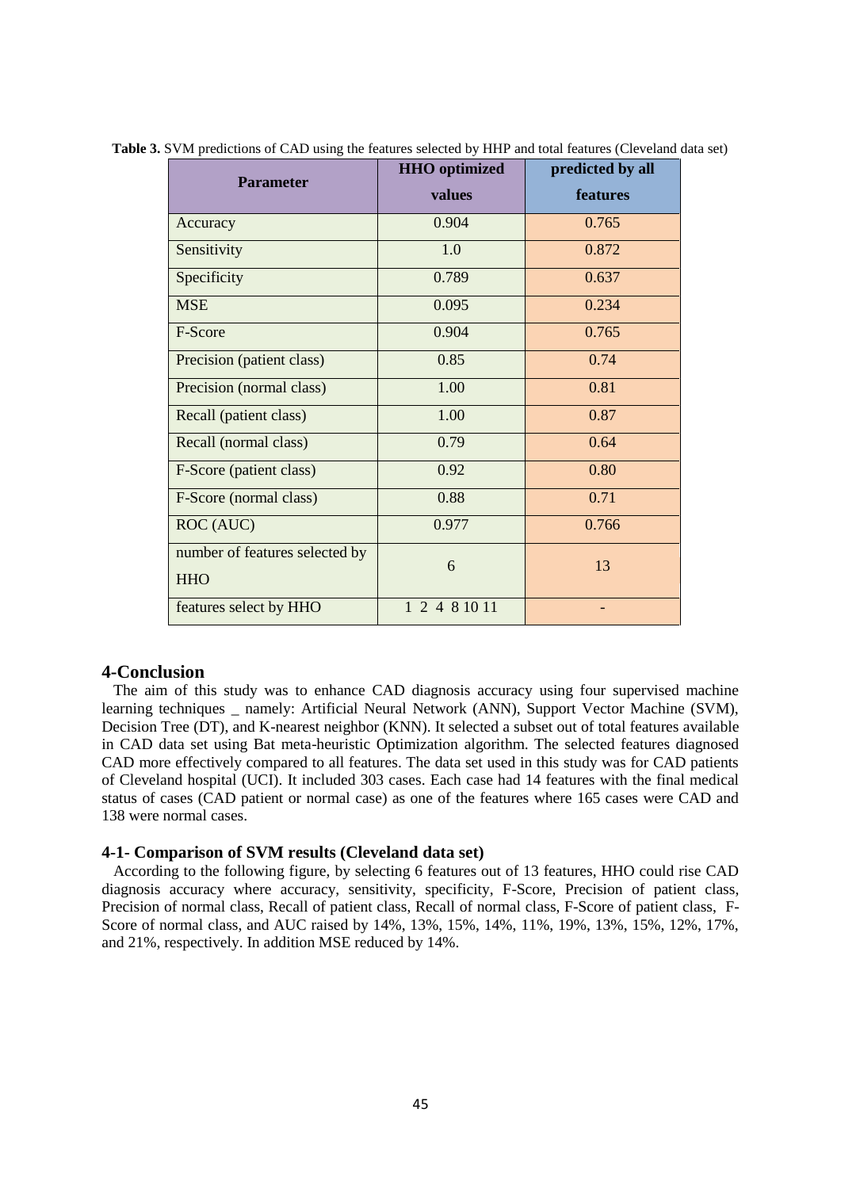**Table 3.** SVM predictions of CAD using the features selected by HHP and total features (Cleveland data set)

| Parameter | HHO optimized values | predicted by all features |
| --- | --- | --- |
| Accuracy | 0.904 | 0.765 |
| Sensitivity | 1.0 | 0.872 |
| Specificity | 0.789 | 0.637 |
| MSE | 0.095 | 0.234 |
| F-Score | 0.904 | 0.765 |
| Precision (patient class) | 0.85 | 0.74 |
| Precision (normal class) | 1.00 | 0.81 |
| Recall (patient class) | 1.00 | 0.87 |
| Recall (normal class) | 0.79 | 0.64 |
| F-Score (patient class) | 0.92 | 0.80 |
| F-Score (normal class) | 0.88 | 0.71 |
| ROC (AUC) | 0.977 | 0.766 |
| number of features selected by HHO | 6 | 13 |
| features select by HHO | 1 2 4 8 10 11 | - |

## 4-Conclusion

The aim of this study was to enhance CAD diagnosis accuracy using four supervised machine learning techniques _ namely: Artificial Neural Network (ANN), Support Vector Machine (SVM), Decision Tree (DT), and K-nearest neighbor (KNN). It selected a subset out of total features available in CAD data set using Bat meta-heuristic Optimization algorithm. The selected features diagnosed CAD more effectively compared to all features. The data set used in this study was for CAD patients of Cleveland hospital (UCI). It included 303 cases. Each case had 14 features with the final medical status of cases (CAD patient or normal case) as one of the features where 165 cases were CAD and 138 were normal cases.

### 4-1- Comparison of SVM results (Cleveland data set)

According to the following figure, by selecting 6 features out of 13 features, HHO could rise CAD diagnosis accuracy where accuracy, sensitivity, specificity, F-Score, Precision of patient class, Precision of normal class, Recall of patient class, Recall of normal class, F-Score of patient class, F-Score of normal class, and AUC raised by 14%, 13%, 15%, 14%, 11%, 19%, 13%, 15%, 12%, 17%, and 21%, respectively. In addition MSE reduced by 14%.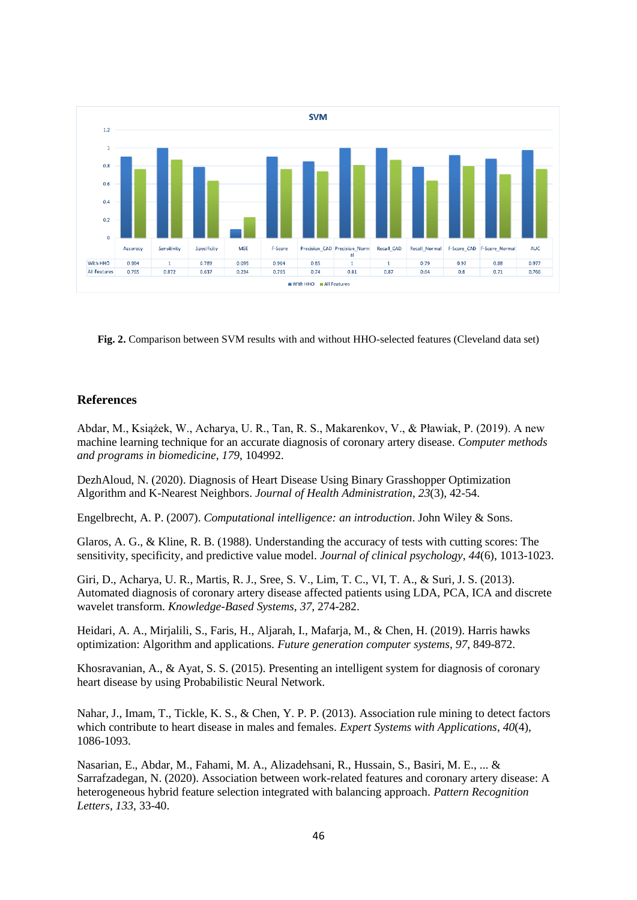**SVM**

| | Accuracy | Sensitivity | Specificity | MSE | F-Score | Precision_CAD | Precision_Normal | Recall_CAD | Recall_Normal | F-Score_CAD | F-Score_Normal | AUC |
|---|---|---|---|---|---|---|---|---|---|---|---|---|
| With HHO | 0.904 | 1 | 0.789 | 0.095 | 0.904 | 0.85 | 1 | 1 | 0.79 | 0.92 | 0.88 | 0.977 |
| All Features | 0.765 | 0.872 | 0.637 | 0.234 | 0.765 | 0.74 | 0.81 | 0.87 | 0.64 | 0.8 | 0.71 | 0.766 |

**Fig. 2.** Comparison between SVM results with and without HHO-selected features (Cleveland data set)

## References

Abdar, M., Książek, W., Acharya, U. R., Tan, R. S., Makarenkov, V., & Pławiak, P. (2019). A new machine learning technique for an accurate diagnosis of coronary artery disease. *Computer methods and programs in biomedicine*, *179*, 104992.

DezhAloud, N. (2020). Diagnosis of Heart Disease Using Binary Grasshopper Optimization Algorithm and K-Nearest Neighbors. *Journal of Health Administration*, *23*(3), 42-54.

Engelbrecht, A. P. (2007). *Computational intelligence: an introduction*. John Wiley & Sons.

Glaros, A. G., & Kline, R. B. (1988). Understanding the accuracy of tests with cutting scores: The sensitivity, specificity, and predictive value model. *Journal of clinical psychology*, *44*(6), 1013-1023.

Giri, D., Acharya, U. R., Martis, R. J., Sree, S. V., Lim, T. C., VI, T. A., & Suri, J. S. (2013). Automated diagnosis of coronary artery disease affected patients using LDA, PCA, ICA and discrete wavelet transform. *Knowledge-Based Systems*, *37*, 274-282.

Heidari, A. A., Mirjalili, S., Faris, H., Aljarah, I., Mafarja, M., & Chen, H. (2019). Harris hawks optimization: Algorithm and applications. *Future generation computer systems*, *97*, 849-872.

Khosravanian, A., & Ayat, S. S. (2015). Presenting an intelligent system for diagnosis of coronary heart disease by using Probabilistic Neural Network.

Nahar, J., Imam, T., Tickle, K. S., & Chen, Y. P. P. (2013). Association rule mining to detect factors which contribute to heart disease in males and females. *Expert Systems with Applications*, *40*(4), 1086-1093.

Nasarian, E., Abdar, M., Fahami, M. A., Alizadehsani, R., Hussain, S., Basiri, M. E., ... & Sarrafzadegan, N. (2020). Association between work-related features and coronary artery disease: A heterogeneous hybrid feature selection integrated with balancing approach. *Pattern Recognition Letters*, *133*, 33-40.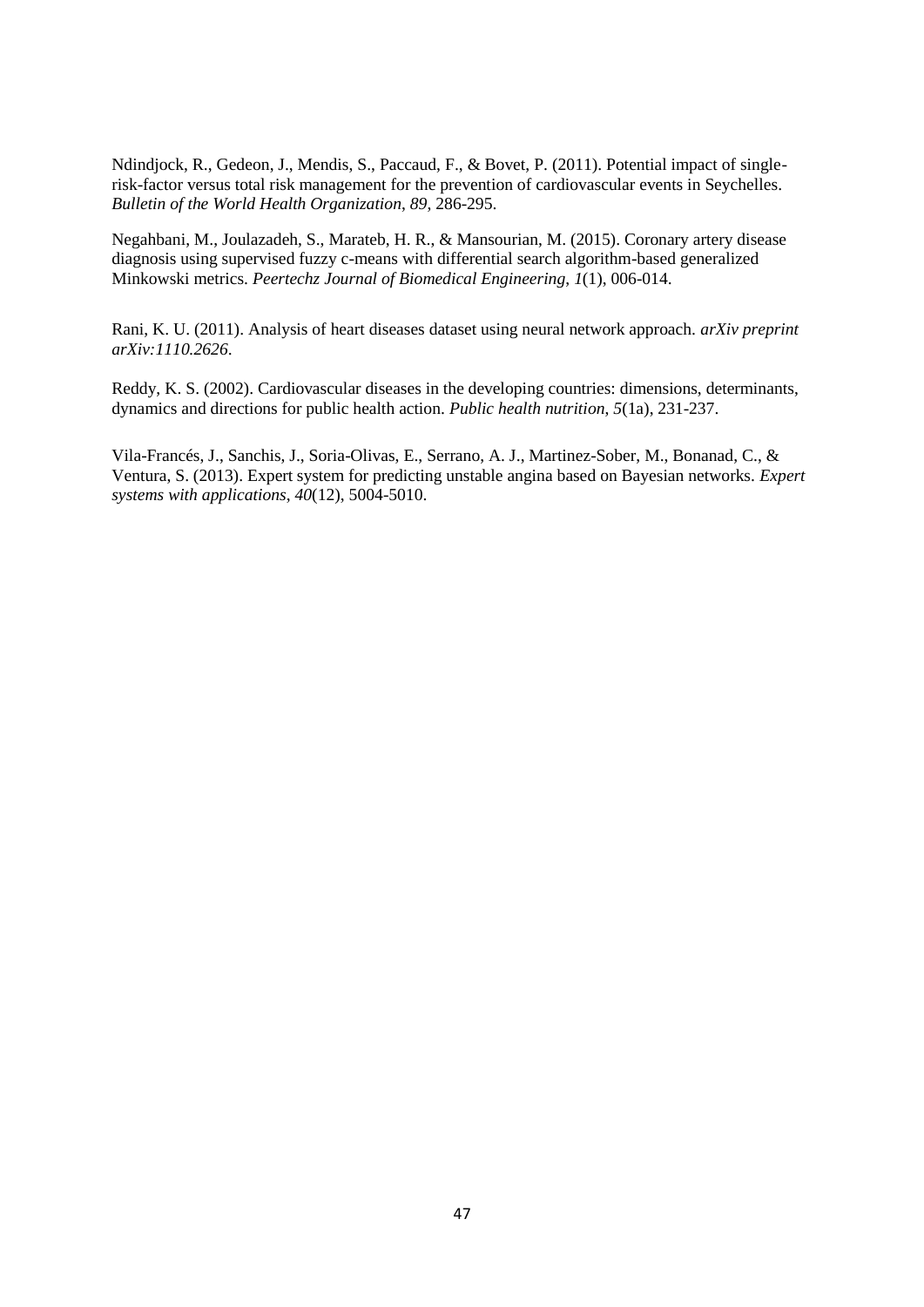Ndindjock, R., Gedeon, J., Mendis, S., Paccaud, F., & Bovet, P. (2011). Potential impact of single-risk-factor versus total risk management for the prevention of cardiovascular events in Seychelles. *Bulletin of the World Health Organization*, *89*, 286-295.

Negahbani, M., Joulazadeh, S., Marateb, H. R., & Mansourian, M. (2015). Coronary artery disease diagnosis using supervised fuzzy c-means with differential search algorithm-based generalized Minkowski metrics. *Peertechz Journal of Biomedical Engineering*, *1*(1), 006-014.

Rani, K. U. (2011). Analysis of heart diseases dataset using neural network approach. *arXiv preprint arXiv:1110.2626*.

Reddy, K. S. (2002). Cardiovascular diseases in the developing countries: dimensions, determinants, dynamics and directions for public health action. *Public health nutrition*, *5*(1a), 231-237.

Vila-Francés, J., Sanchis, J., Soria-Olivas, E., Serrano, A. J., Martinez-Sober, M., Bonanad, C., & Ventura, S. (2013). Expert system for predicting unstable angina based on Bayesian networks. *Expert systems with applications*, *40*(12), 5004-5010.